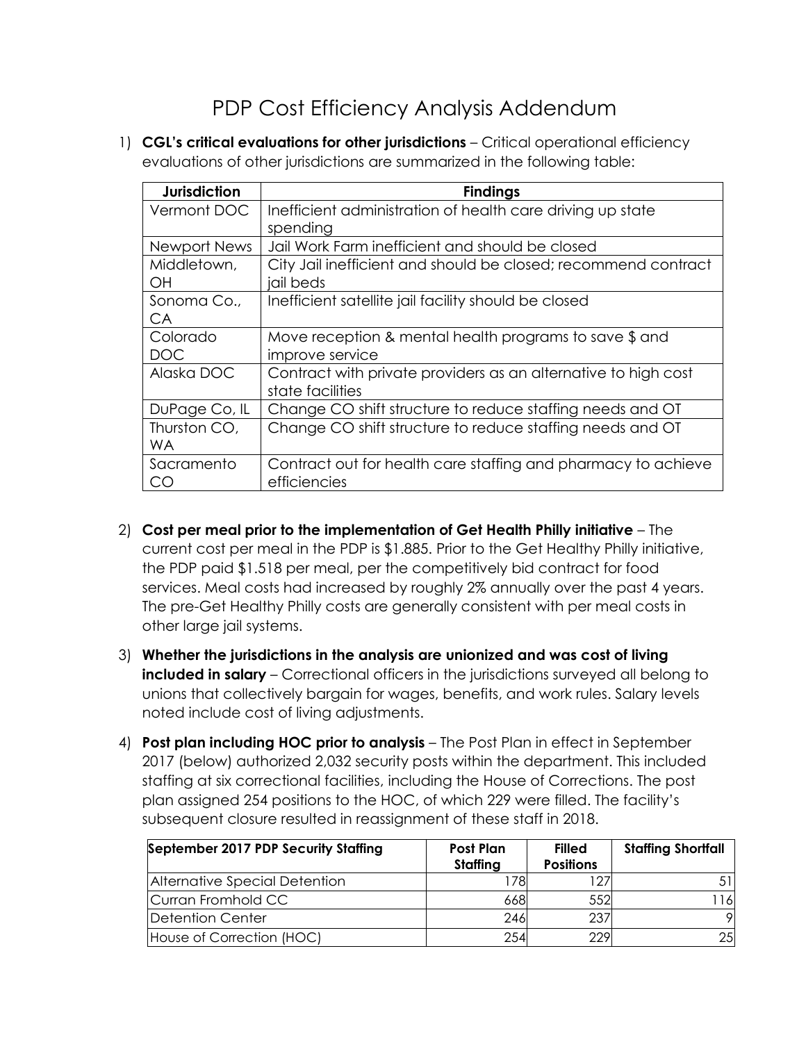# PDP Cost Efficiency Analysis Addendum

1) **CGL's critical evaluations for other jurisdictions** – Critical operational efficiency evaluations of other jurisdictions are summarized in the following table:

| Jurisdiction | Findings |
|---|---|
| Vermont DOC | Inefficient administration of health care driving up state spending |
| Newport News | Jail Work Farm inefficient and should be closed |
| Middletown, OH | City Jail inefficient and should be closed; recommend contract jail beds |
| Sonoma Co., CA | Inefficient satellite jail facility should be closed |
| Colorado DOC | Move reception & mental health programs to save $ and improve service |
| Alaska DOC | Contract with private providers as an alternative to high cost state facilities |
| DuPage Co, IL | Change CO shift structure to reduce staffing needs and OT |
| Thurston CO, WA | Change CO shift structure to reduce staffing needs and OT |
| Sacramento CO | Contract out for health care staffing and pharmacy to achieve efficiencies |

2) **Cost per meal prior to the implementation of Get Health Philly initiative** – The current cost per meal in the PDP is $1.885. Prior to the Get Healthy Philly initiative, the PDP paid $1.518 per meal, per the competitively bid contract for food services. Meal costs had increased by roughly 2% annually over the past 4 years. The pre-Get Healthy Philly costs are generally consistent with per meal costs in other large jail systems.

3) **Whether the jurisdictions in the analysis are unionized and was cost of living included in salary** – Correctional officers in the jurisdictions surveyed all belong to unions that collectively bargain for wages, benefits, and work rules. Salary levels noted include cost of living adjustments.

4) **Post plan including HOC prior to analysis** – The Post Plan in effect in September 2017 (below) authorized 2,032 security posts within the department. This included staffing at six correctional facilities, including the House of Corrections. The post plan assigned 254 positions to the HOC, of which 229 were filled. The facility's subsequent closure resulted in reassignment of these staff in 2018.

| September 2017 PDP Security Staffing | Post Plan Staffing | Filled Positions | Staffing Shortfall |
|---|---|---|---|
| Alternative Special Detention | 178 | 127 | 51 |
| Curran Fromhold CC | 668 | 552 | 116 |
| Detention Center | 246 | 237 | 9 |
| House of Correction (HOC) | 254 | 229 | 25 |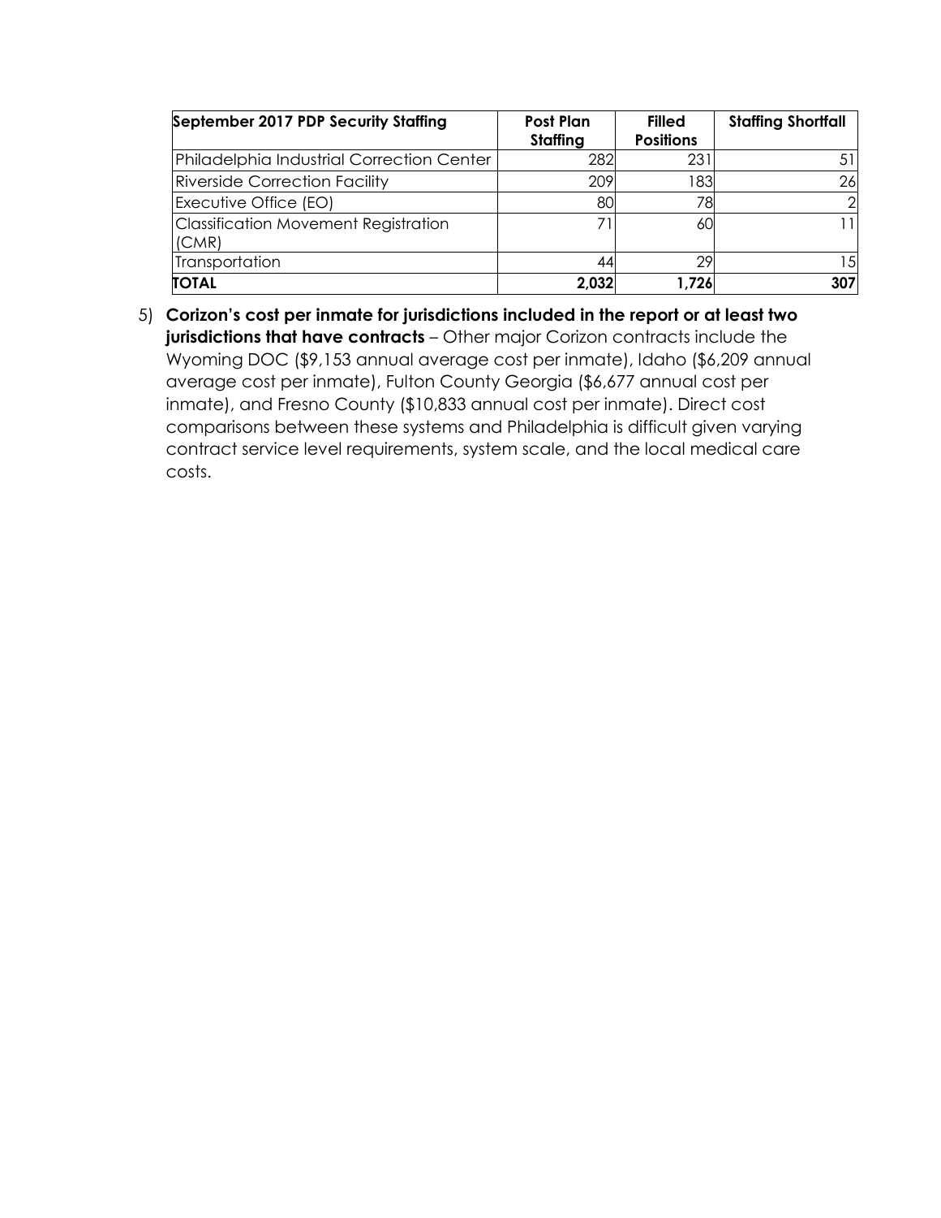| September 2017 PDP Security Staffing | Post Plan Staffing | Filled Positions | Staffing Shortfall |
|---|---|---|---|
| Philadelphia Industrial Correction Center | 282 | 231 | 51 |
| Riverside Correction Facility | 209 | 183 | 26 |
| Executive Office (EO) | 80 | 78 | 2 |
| Classification Movement Registration (CMR) | 71 | 60 | 11 |
| Transportation | 44 | 29 | 15 |
| **TOTAL** | **2,032** | **1,726** | **307** |

5) **Corizon's cost per inmate for jurisdictions included in the report or at least two jurisdictions that have contracts** – Other major Corizon contracts include the Wyoming DOC ($9,153 annual average cost per inmate), Idaho ($6,209 annual average cost per inmate), Fulton County Georgia ($6,677 annual cost per inmate), and Fresno County ($10,833 annual cost per inmate). Direct cost comparisons between these systems and Philadelphia is difficult given varying contract service level requirements, system scale, and the local medical care costs.